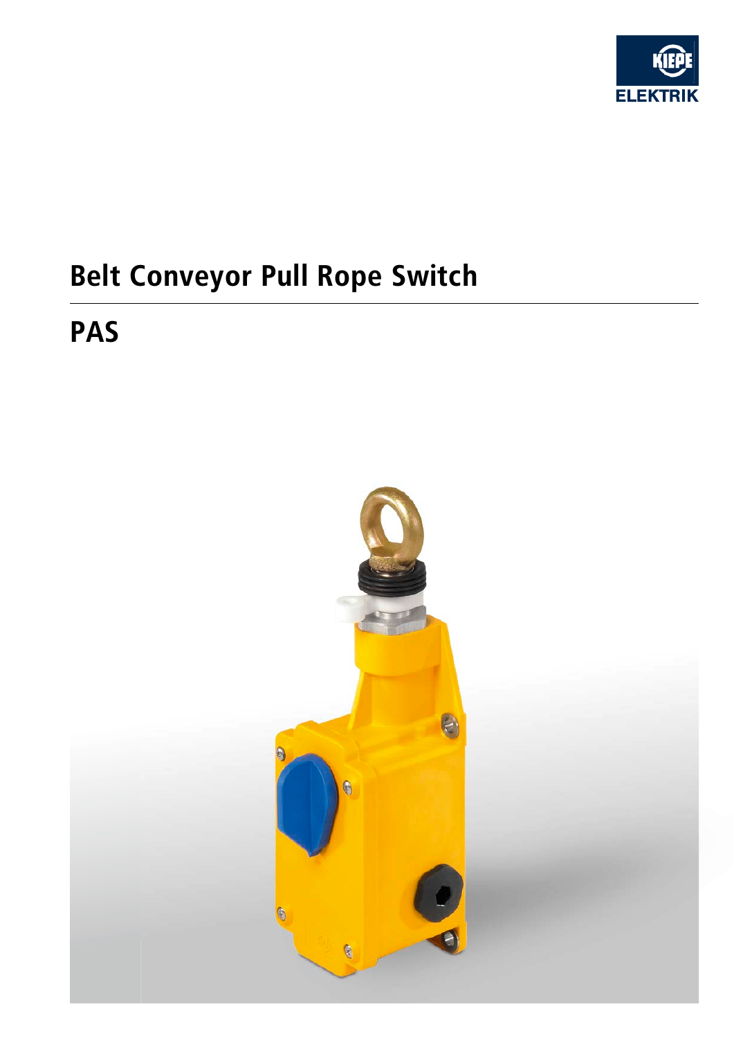# Belt Conveyor Pull Rope Switch

## PAS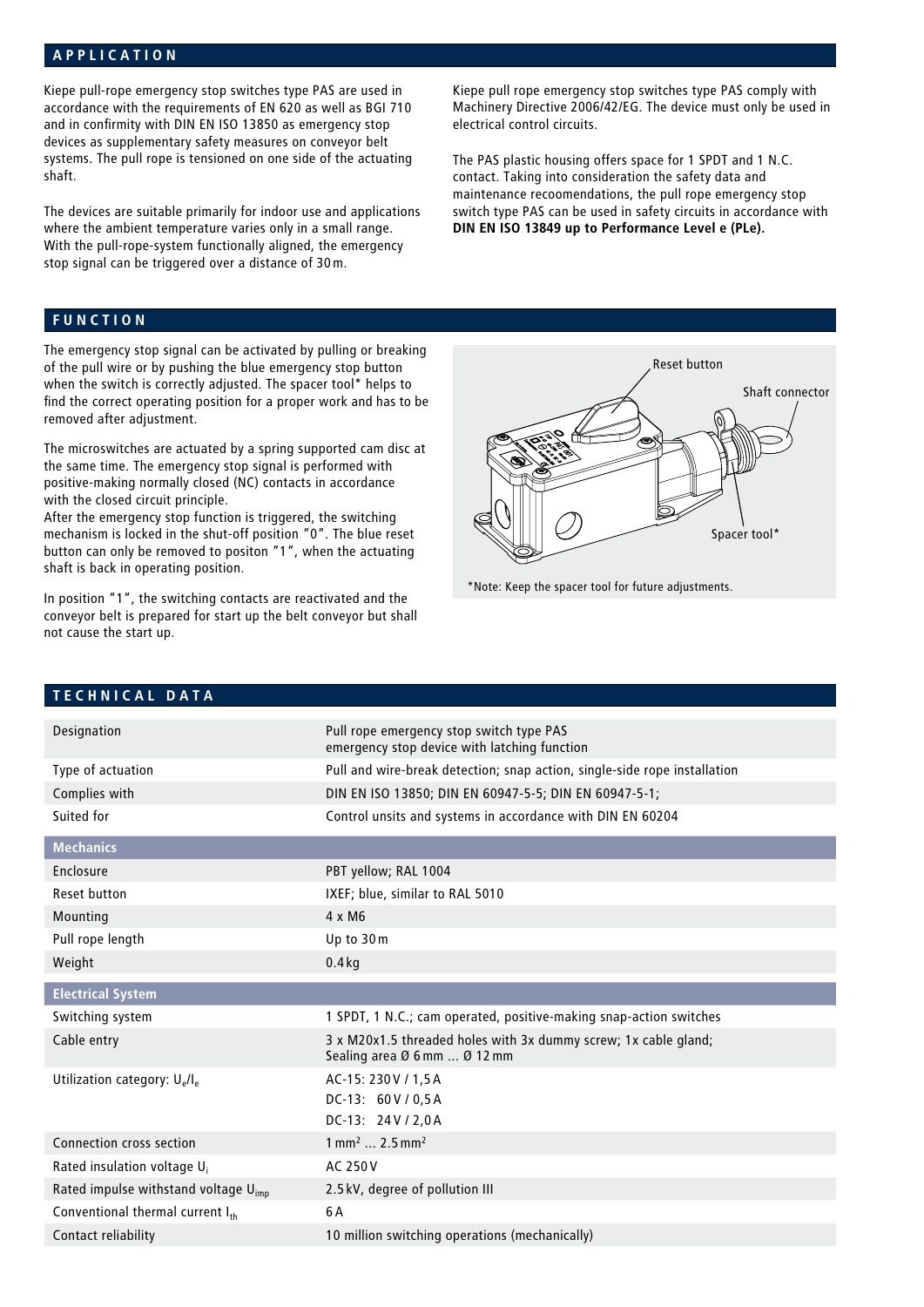## APPLICATION

Kiepe pull-rope emergency stop switches type PAS are used in accordance with the requirements of EN 620 as well as BGI 710 and in confirmity with DIN EN ISO 13850 as emergency stop devices as supplementary safety measures on conveyor belt systems. The pull rope is tensioned on one side of the actuating shaft.

The devices are suitable primarily for indoor use and applications where the ambient temperature varies only in a small range. With the pull-rope-system functionally aligned, the emergency stop signal can be triggered over a distance of 30 m.

Kiepe pull rope emergency stop switches type PAS comply with Machinery Directive 2006/42/EG. The device must only be used in electrical control circuits.

The PAS plastic housing offers space for 1 SPDT and 1 N.C. contact. Taking into consideration the safety data and maintenance recoomendations, the pull rope emergency stop switch type PAS can be used in safety circuits in accordance with **DIN EN ISO 13849 up to Performance Level e (PLe).**

## FUNCTION

The emergency stop signal can be activated by pulling or breaking of the pull wire or by pushing the blue emergency stop button when the switch is correctly adjusted. The spacer tool* helps to find the correct operating position for a proper work and has to be removed after adjustment.

The microswitches are actuated by a spring supported cam disc at the same time. The emergency stop signal is performed with positive-making normally closed (NC) contacts in accordance with the closed circuit principle.
After the emergency stop function is triggered, the switching mechanism is locked in the shut-off position "0". The blue reset button can only be removed to positon "1", when the actuating shaft is back in operating position.

In position "1", the switching contacts are reactivated and the conveyor belt is prepared for start up the belt conveyor but shall not cause the start up.

Reset button

Shaft connector

Spacer tool*

*Note: Keep the spacer tool for future adjustments.

## TECHNICAL DATA

| | |
|---|---|
| Designation | Pull rope emergency stop switch type PAS<br>emergency stop device with latching function |
| Type of actuation | Pull and wire-break detection; snap action, single-side rope installation |
| Complies with | DIN EN ISO 13850; DIN EN 60947-5-5; DIN EN 60947-5-1; |
| Suited for | Control unsits and systems in accordance with DIN EN 60204 |
| **Mechanics** | |
| Enclosure | PBT yellow; RAL 1004 |
| Reset button | IXEF; blue, similar to RAL 5010 |
| Mounting | 4 x M6 |
| Pull rope length | Up to 30 m |
| Weight | 0.4 kg |
| **Electrical System** | |
| Switching system | 1 SPDT, 1 N.C.; cam operated, positive-making snap-action switches |
| Cable entry | 3 x M20x1.5 threaded holes with 3x dummy screw; 1x cable gland;<br>Sealing area Ø 6 mm ... Ø 12 mm |
| Utilization category: $U_e/I_e$ | AC-15: 230 V / 1,5 A<br>DC-13: 60 V / 0,5 A<br>DC-13: 24 V / 2,0 A |
| Connection cross section | 1 mm² ... 2.5 mm² |
| Rated insulation voltage $U_i$ | AC 250 V |
| Rated impulse withstand voltage $U_{imp}$ | 2.5 kV, degree of pollution III |
| Conventional thermal current $I_{th}$ | 6 A |
| Contact reliability | 10 million switching operations (mechanically) |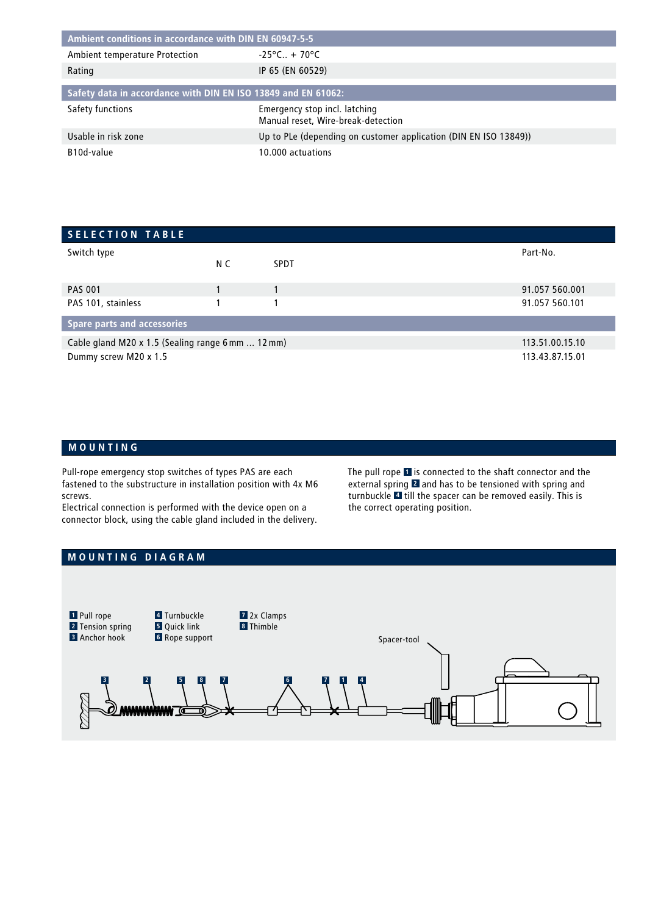| Ambient conditions in accordance with DIN EN 60947-5-5 | |
|---|---|
| Ambient temperature Protection | -25°C.. + 70°C |
| Rating | IP 65 (EN 60529) |

| Safety data in accordance with DIN EN ISO 13849 and EN 61062: | |
|---|---|
| Safety functions | Emergency stop incl. latching<br>Manual reset, Wire-break-detection |
| Usable in risk zone | Up to PLe (depending on customer application (DIN EN ISO 13849)) |
| B10d-value | 10.000 actuations |

## SELECTION TABLE

| Switch type | N C | SPDT | Part-No. |
|---|---|---|---|
| PAS 001 | 1 | 1 | 91.057 560.001 |
| PAS 101, stainless | 1 | 1 | 91.057 560.101 |

| Spare parts and accessories | |
|---|---|
| Cable gland M20 x 1.5 (Sealing range 6 mm ... 12 mm) | 113.51.00.15.10 |
| Dummy screw M20 x 1.5 | 113.43.87.15.01 |

## MOUNTING

Pull-rope emergency stop switches of types PAS are each fastened to the substructure in installation position with 4x M6 screws.
Electrical connection is performed with the device open on a connector block, using the cable gland included in the delivery.

The pull rope 1 is connected to the shaft connector and the external spring 2 and has to be tensioned with spring and turnbuckle 4 till the spacer can be removed easily. This is the correct operating position.

## MOUNTING DIAGRAM

1 Pull rope
2 Tension spring
3 Anchor hook
4 Turnbuckle
5 Quick link
6 Rope support
7 2x Clamps
8 Thimble

Spacer-tool

3 2 5 8 7 6 7 1 4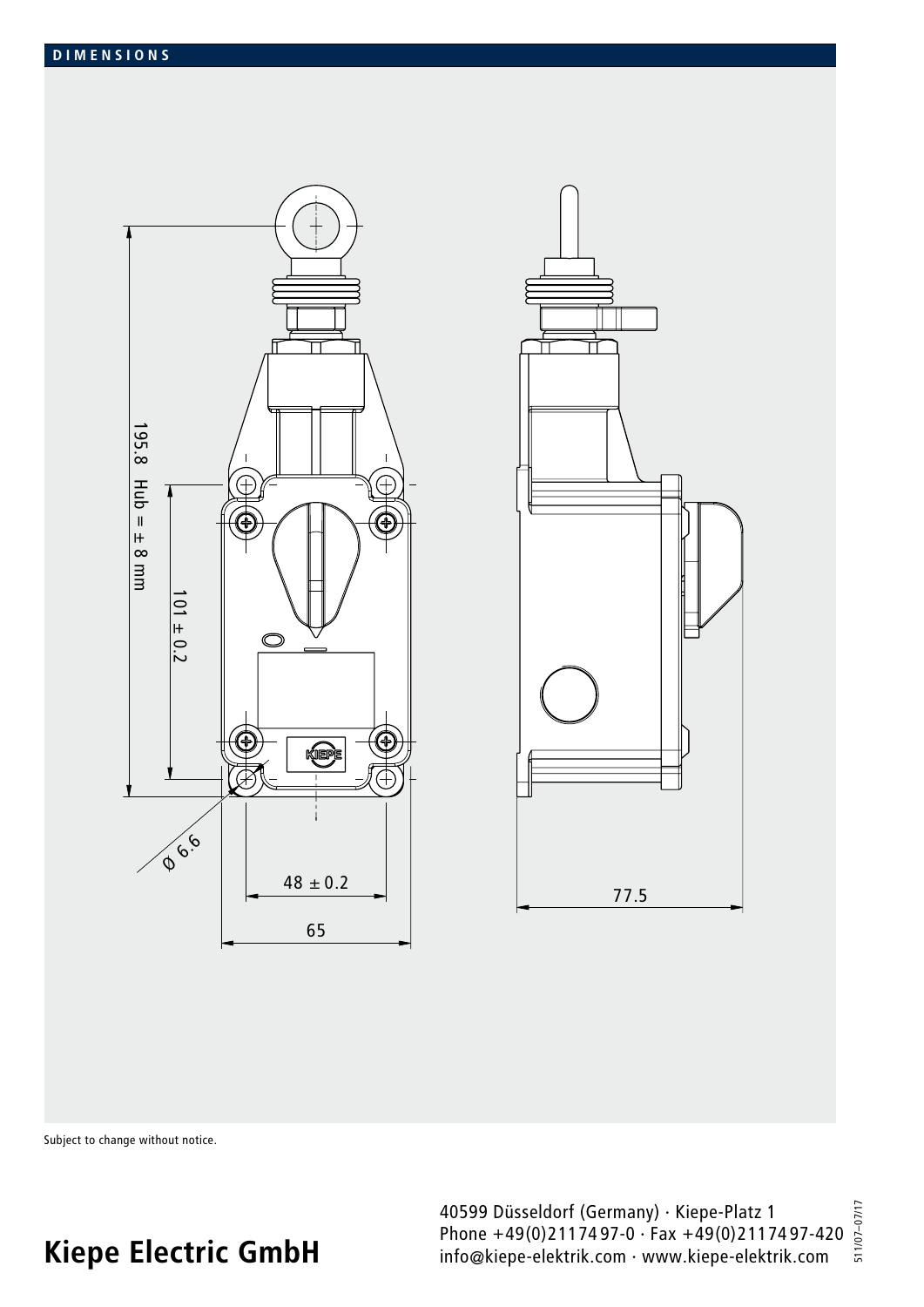## DIMENSIONS

195.8 Hub = ± 8 mm

101 ± 0.2

Ø 6.6

48 ± 0.2

65

77.5

KIEPE

Subject to change without notice.

**Kiepe Electric GmbH**

40599 Düsseldorf (Germany) · Kiepe-Platz 1
Phone +49(0)211 74 97-0 · Fax +49(0)211 74 97-420
info@kiepe-elektrik.com · www.kiepe-elektrik.com

511/07–07/17